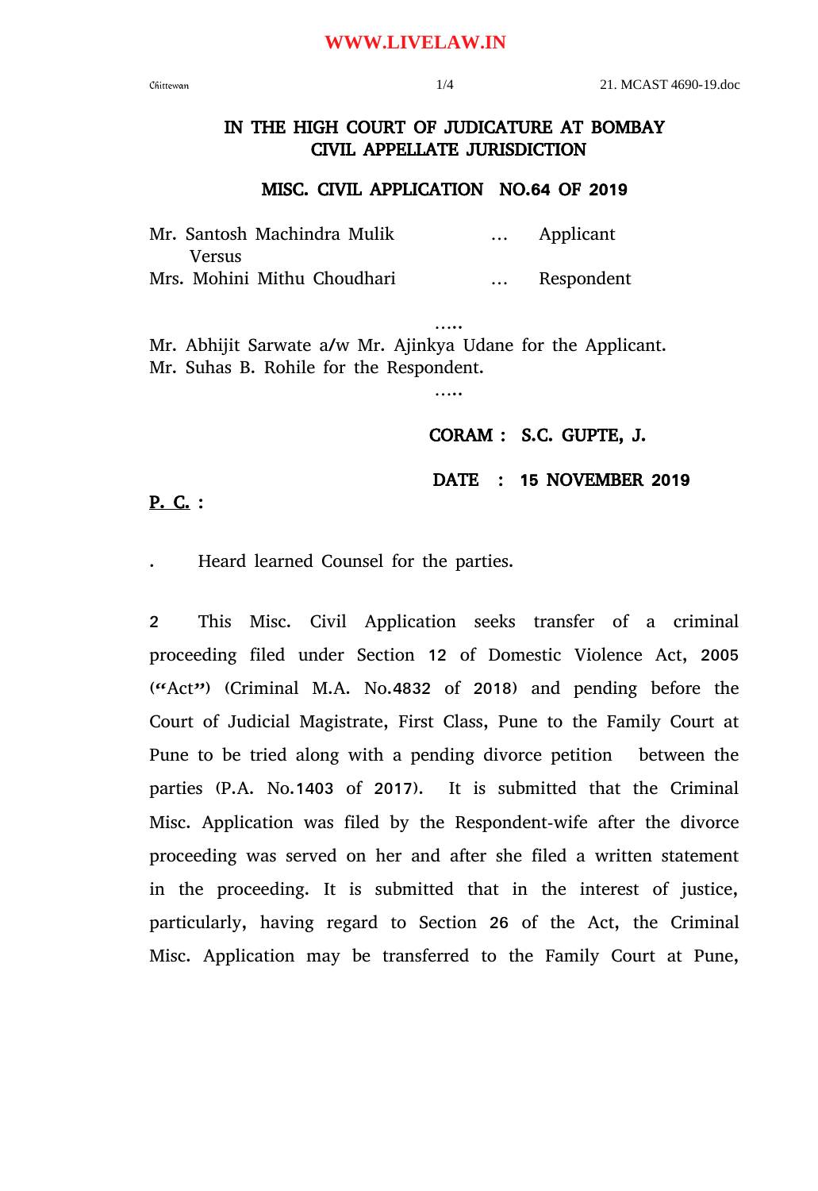# IN THE HIGH COURT OF JUDICATURE AT BOMBAY
## CIVIL APPELLATE JURISDICTION

### MISC. CIVIL APPLICATION NO.64 OF 2019

Mr. Santosh Machindra Mulik ... Applicant
Versus
Mrs. Mohini Mithu Choudhari ... Respondent

.....

Mr. Abhijit Sarwate a/w Mr. Ajinkya Udane for the Applicant.
Mr. Suhas B. Rohile for the Respondent.

.....

**CORAM : S.C. GUPTE, J.**

**DATE : 15 NOVEMBER 2019**

**P. C. :**

. Heard learned Counsel for the parties.

2 This Misc. Civil Application seeks transfer of a criminal proceeding filed under Section 12 of Domestic Violence Act, 2005 ("Act") (Criminal M.A. No.4832 of 2018) and pending before the Court of Judicial Magistrate, First Class, Pune to the Family Court at Pune to be tried along with a pending divorce petition between the parties (P.A. No.1403 of 2017). It is submitted that the Criminal Misc. Application was filed by the Respondent-wife after the divorce proceeding was served on her and after she filed a written statement in the proceeding. It is submitted that in the interest of justice, particularly, having regard to Section 26 of the Act, the Criminal Misc. Application may be transferred to the Family Court at Pune,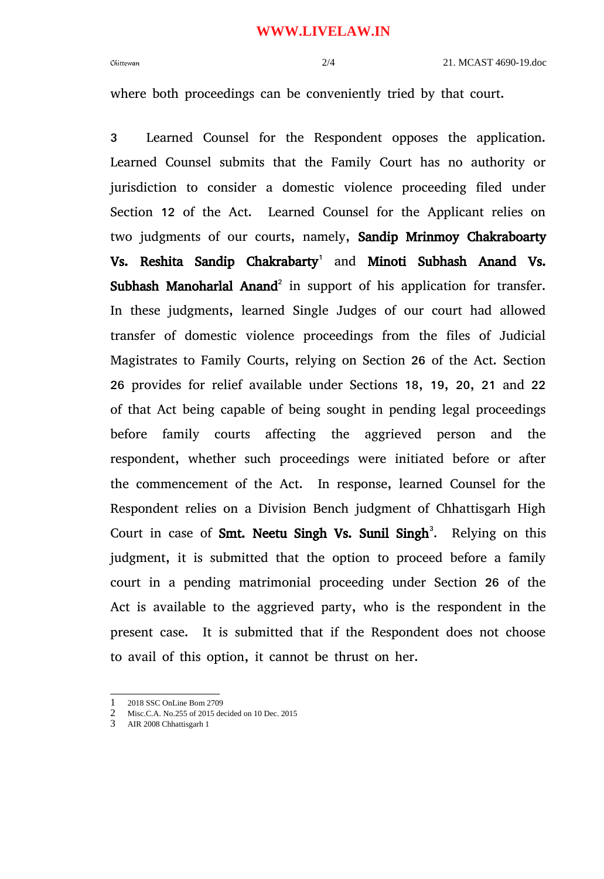where both proceedings can be conveniently tried by that court.

3 Learned Counsel for the Respondent opposes the application. Learned Counsel submits that the Family Court has no authority or jurisdiction to consider a domestic violence proceeding filed under Section 12 of the Act. Learned Counsel for the Applicant relies on two judgments of our courts, namely, **Sandip Mrinmoy Chakraboarty Vs. Reshita Sandip Chakrabarty**[1] and **Minoti Subhash Anand Vs. Subhash Manoharlal Anand**[2] in support of his application for transfer. In these judgments, learned Single Judges of our court had allowed transfer of domestic violence proceedings from the files of Judicial Magistrates to Family Courts, relying on Section 26 of the Act. Section 26 provides for relief available under Sections 18, 19, 20, 21 and 22 of that Act being capable of being sought in pending legal proceedings before family courts affecting the aggrieved person and the respondent, whether such proceedings were initiated before or after the commencement of the Act. In response, learned Counsel for the Respondent relies on a Division Bench judgment of Chhattisgarh High Court in case of **Smt. Neetu Singh Vs. Sunil Singh**[3]. Relying on this judgment, it is submitted that the option to proceed before a family court in a pending matrimonial proceeding under Section 26 of the Act is available to the aggrieved party, who is the respondent in the present case. It is submitted that if the Respondent does not choose to avail of this option, it cannot be thrust on her.

---

1 2018 SSC OnLine Bom 2709

2 Misc.C.A. No.255 of 2015 decided on 10 Dec. 2015

3 AIR 2008 Chhattisgarh 1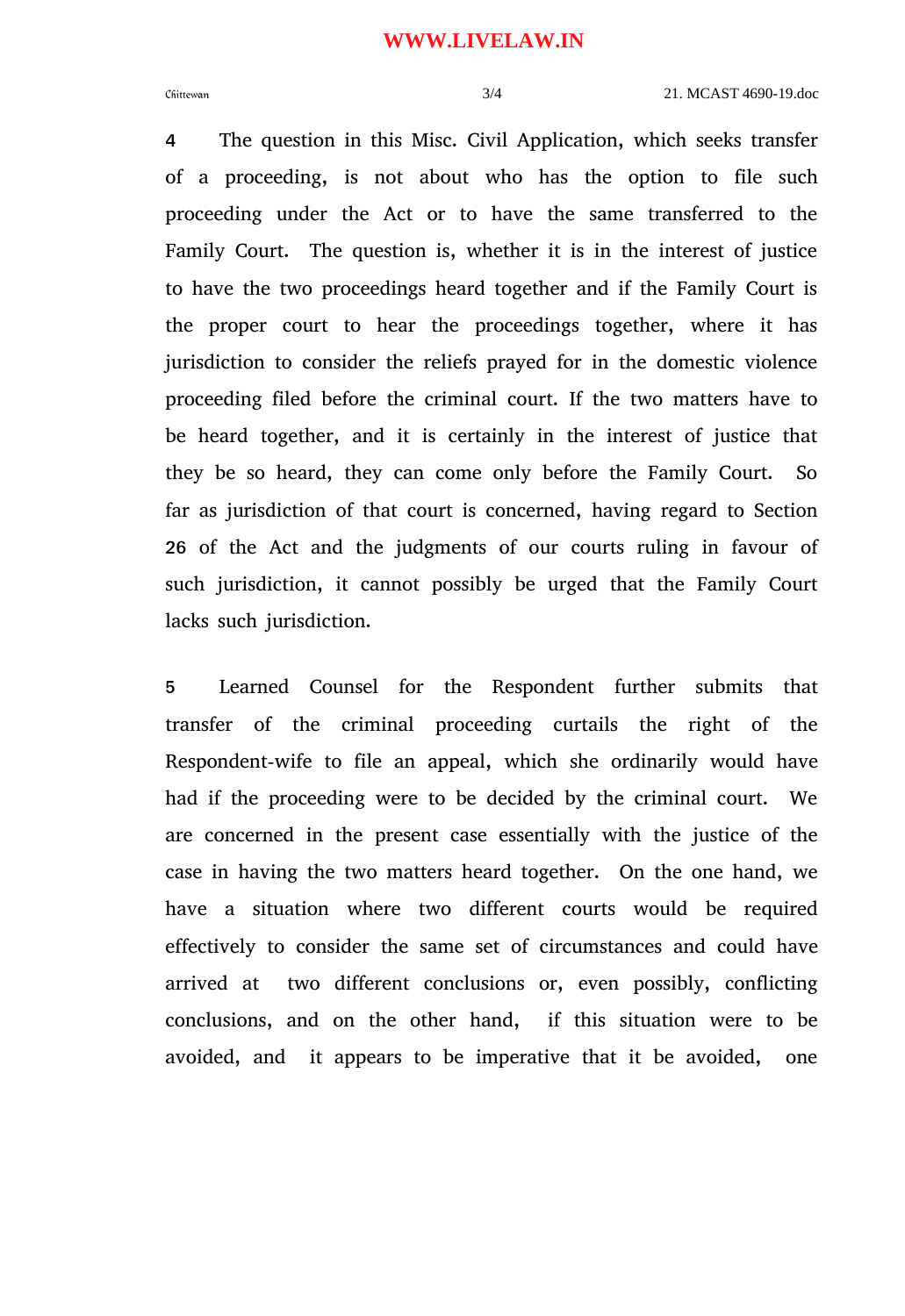4 The question in this Misc. Civil Application, which seeks transfer of a proceeding, is not about who has the option to file such proceeding under the Act or to have the same transferred to the Family Court. The question is, whether it is in the interest of justice to have the two proceedings heard together and if the Family Court is the proper court to hear the proceedings together, where it has jurisdiction to consider the reliefs prayed for in the domestic violence proceeding filed before the criminal court. If the two matters have to be heard together, and it is certainly in the interest of justice that they be so heard, they can come only before the Family Court. So far as jurisdiction of that court is concerned, having regard to Section 26 of the Act and the judgments of our courts ruling in favour of such jurisdiction, it cannot possibly be urged that the Family Court lacks such jurisdiction.

5 Learned Counsel for the Respondent further submits that transfer of the criminal proceeding curtails the right of the Respondent-wife to file an appeal, which she ordinarily would have had if the proceeding were to be decided by the criminal court. We are concerned in the present case essentially with the justice of the case in having the two matters heard together. On the one hand, we have a situation where two different courts would be required effectively to consider the same set of circumstances and could have arrived at two different conclusions or, even possibly, conflicting conclusions, and on the other hand, if this situation were to be avoided, and it appears to be imperative that it be avoided, one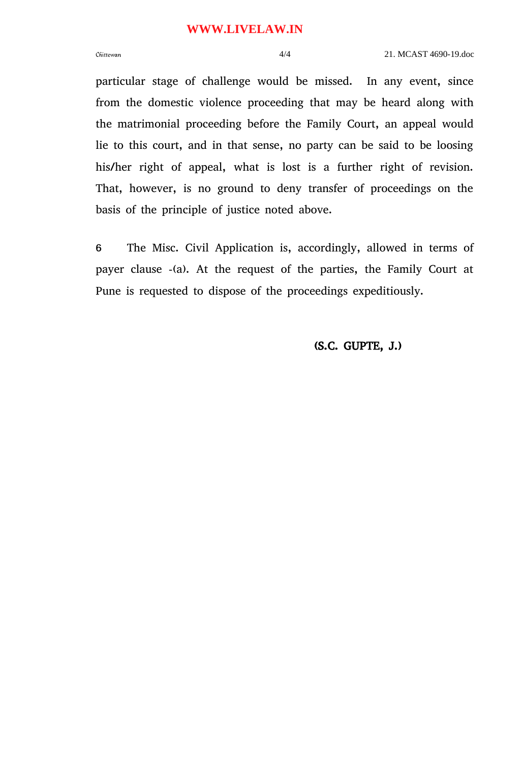particular stage of challenge would be missed. In any event, since from the domestic violence proceeding that may be heard along with the matrimonial proceeding before the Family Court, an appeal would lie to this court, and in that sense, no party can be said to be loosing his/her right of appeal, what is lost is a further right of revision. That, however, is no ground to deny transfer of proceedings on the basis of the principle of justice noted above.

6 The Misc. Civil Application is, accordingly, allowed in terms of payer clause -(a). At the request of the parties, the Family Court at Pune is requested to dispose of the proceedings expeditiously.

**(S.C. GUPTE, J.)**